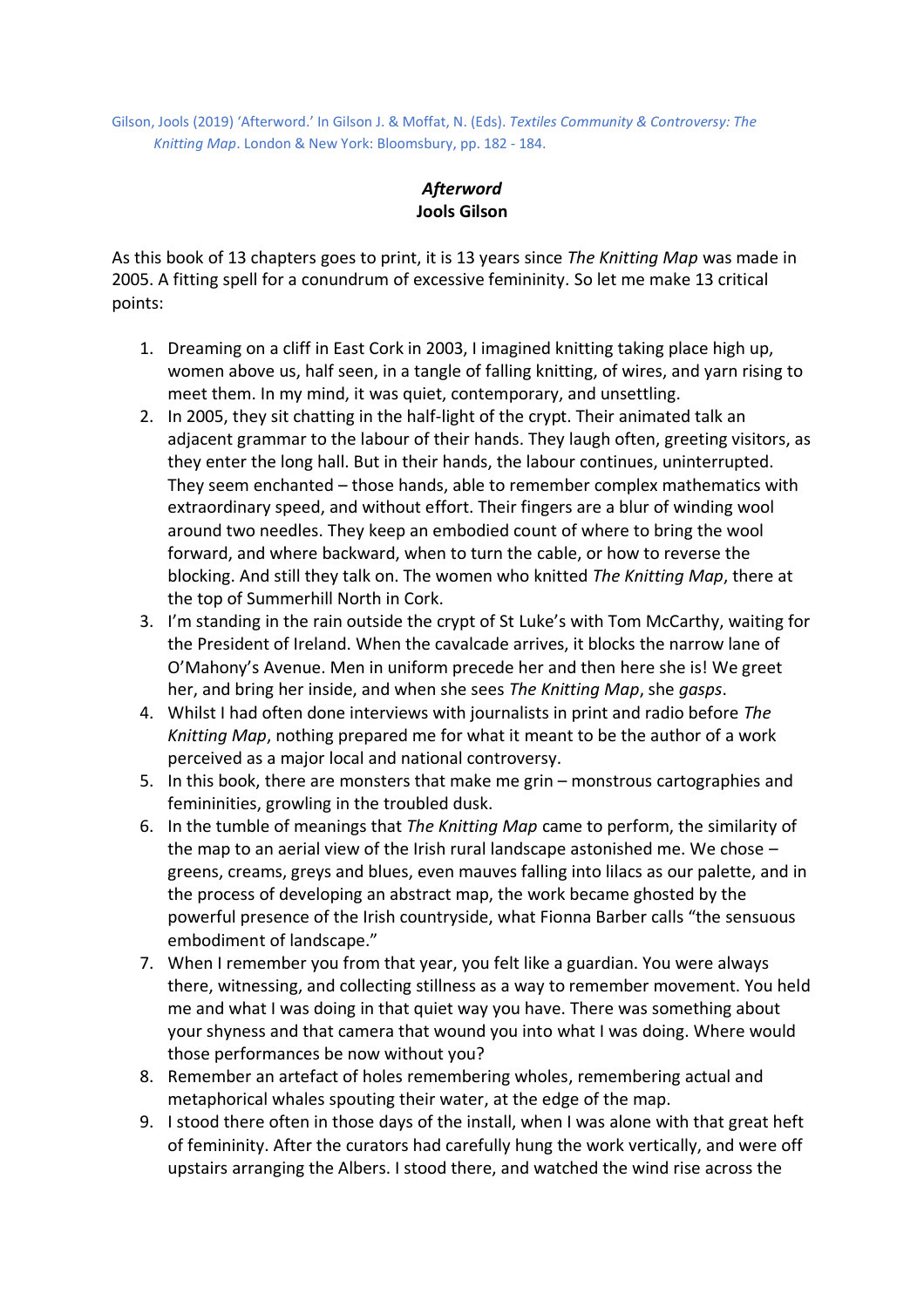Gilson, Jools (2019) 'Afterword.' In Gilson J. & Moffat, N. (Eds). *Textiles Community & Controversy: The Knitting Map*. London & New York: Bloomsbury, pp. 182 - 184.

## *Afterword*

**Jools Gilson**

As this book of 13 chapters goes to print, it is 13 years since *The Knitting Map* was made in 2005. A fitting spell for a conundrum of excessive femininity. So let me make 13 critical points:

1. Dreaming on a cliff in East Cork in 2003, I imagined knitting taking place high up, women above us, half seen, in a tangle of falling knitting, of wires, and yarn rising to meet them. In my mind, it was quiet, contemporary, and unsettling.
2. In 2005, they sit chatting in the half-light of the crypt. Their animated talk an adjacent grammar to the labour of their hands. They laugh often, greeting visitors, as they enter the long hall. But in their hands, the labour continues, uninterrupted. They seem enchanted – those hands, able to remember complex mathematics with extraordinary speed, and without effort. Their fingers are a blur of winding wool around two needles. They keep an embodied count of where to bring the wool forward, and where backward, when to turn the cable, or how to reverse the blocking. And still they talk on. The women who knitted *The Knitting Map*, there at the top of Summerhill North in Cork.
3. I'm standing in the rain outside the crypt of St Luke's with Tom McCarthy, waiting for the President of Ireland. When the cavalcade arrives, it blocks the narrow lane of O'Mahony's Avenue. Men in uniform precede her and then here she is! We greet her, and bring her inside, and when she sees *The Knitting Map*, she *gasps*.
4. Whilst I had often done interviews with journalists in print and radio before *The Knitting Map*, nothing prepared me for what it meant to be the author of a work perceived as a major local and national controversy.
5. In this book, there are monsters that make me grin – monstrous cartographies and femininities, growling in the troubled dusk.
6. In the tumble of meanings that *The Knitting Map* came to perform, the similarity of the map to an aerial view of the Irish rural landscape astonished me. We chose – greens, creams, greys and blues, even mauves falling into lilacs as our palette, and in the process of developing an abstract map, the work became ghosted by the powerful presence of the Irish countryside, what Fionna Barber calls "the sensuous embodiment of landscape."
7. When I remember you from that year, you felt like a guardian. You were always there, witnessing, and collecting stillness as a way to remember movement. You held me and what I was doing in that quiet way you have. There was something about your shyness and that camera that wound you into what I was doing. Where would those performances be now without you?
8. Remember an artefact of holes remembering wholes, remembering actual and metaphorical whales spouting their water, at the edge of the map.
9. I stood there often in those days of the install, when I was alone with that great heft of femininity. After the curators had carefully hung the work vertically, and were off upstairs arranging the Albers. I stood there, and watched the wind rise across the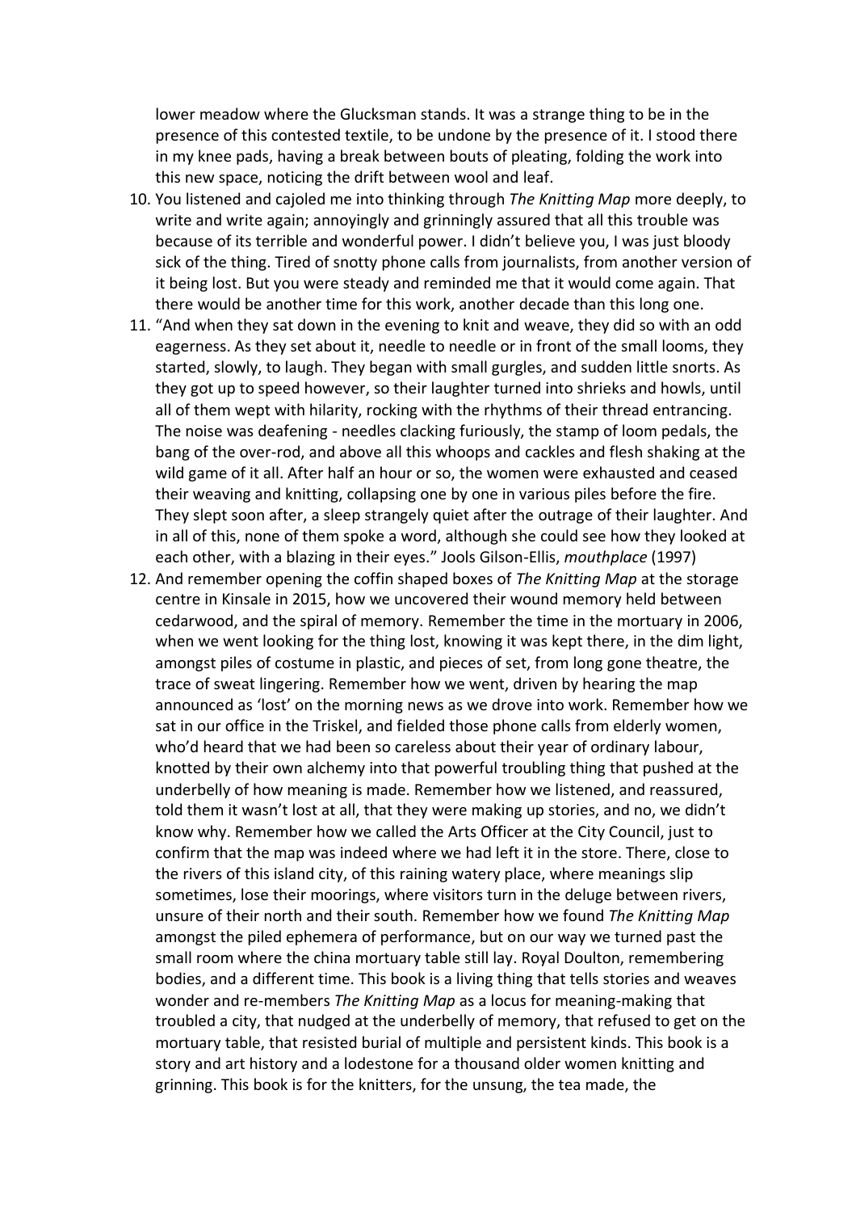lower meadow where the Glucksman stands. It was a strange thing to be in the presence of this contested textile, to be undone by the presence of it. I stood there in my knee pads, having a break between bouts of pleating, folding the work into this new space, noticing the drift between wool and leaf.

10. You listened and cajoled me into thinking through *The Knitting Map* more deeply, to write and write again; annoyingly and grinningly assured that all this trouble was because of its terrible and wonderful power. I didn't believe you, I was just bloody sick of the thing. Tired of snotty phone calls from journalists, from another version of it being lost. But you were steady and reminded me that it would come again. That there would be another time for this work, another decade than this long one.
11. "And when they sat down in the evening to knit and weave, they did so with an odd eagerness. As they set about it, needle to needle or in front of the small looms, they started, slowly, to laugh. They began with small gurgles, and sudden little snorts. As they got up to speed however, so their laughter turned into shrieks and howls, until all of them wept with hilarity, rocking with the rhythms of their thread entrancing. The noise was deafening - needles clacking furiously, the stamp of loom pedals, the bang of the over-rod, and above all this whoops and cackles and flesh shaking at the wild game of it all. After half an hour or so, the women were exhausted and ceased their weaving and knitting, collapsing one by one in various piles before the fire. They slept soon after, a sleep strangely quiet after the outrage of their laughter. And in all of this, none of them spoke a word, although she could see how they looked at each other, with a blazing in their eyes." Jools Gilson-Ellis, *mouthplace* (1997)
12. And remember opening the coffin shaped boxes of *The Knitting Map* at the storage centre in Kinsale in 2015, how we uncovered their wound memory held between cedarwood, and the spiral of memory. Remember the time in the mortuary in 2006, when we went looking for the thing lost, knowing it was kept there, in the dim light, amongst piles of costume in plastic, and pieces of set, from long gone theatre, the trace of sweat lingering. Remember how we went, driven by hearing the map announced as 'lost' on the morning news as we drove into work. Remember how we sat in our office in the Triskel, and fielded those phone calls from elderly women, who'd heard that we had been so careless about their year of ordinary labour, knotted by their own alchemy into that powerful troubling thing that pushed at the underbelly of how meaning is made. Remember how we listened, and reassured, told them it wasn't lost at all, that they were making up stories, and no, we didn't know why. Remember how we called the Arts Officer at the City Council, just to confirm that the map was indeed where we had left it in the store. There, close to the rivers of this island city, of this raining watery place, where meanings slip sometimes, lose their moorings, where visitors turn in the deluge between rivers, unsure of their north and their south. Remember how we found *The Knitting Map* amongst the piled ephemera of performance, but on our way we turned past the small room where the china mortuary table still lay. Royal Doulton, remembering bodies, and a different time. This book is a living thing that tells stories and weaves wonder and re-members *The Knitting Map* as a locus for meaning-making that troubled a city, that nudged at the underbelly of memory, that refused to get on the mortuary table, that resisted burial of multiple and persistent kinds. This book is a story and art history and a lodestone for a thousand older women knitting and grinning. This book is for the knitters, for the unsung, the tea made, the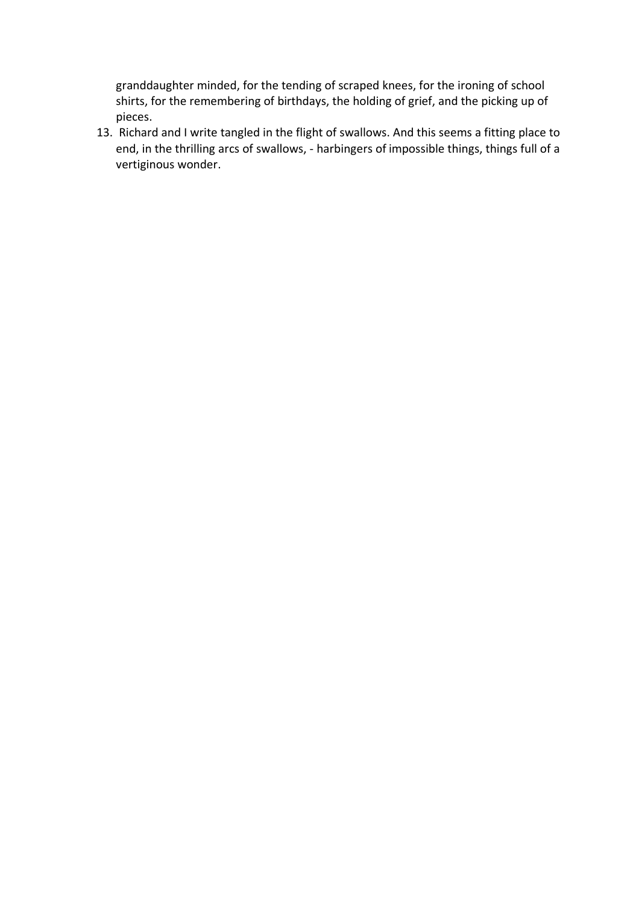granddaughter minded, for the tending of scraped knees, for the ironing of school shirts, for the remembering of birthdays, the holding of grief, and the picking up of pieces.

13. Richard and I write tangled in the flight of swallows. And this seems a fitting place to end, in the thrilling arcs of swallows, - harbingers of impossible things, things full of a vertiginous wonder.